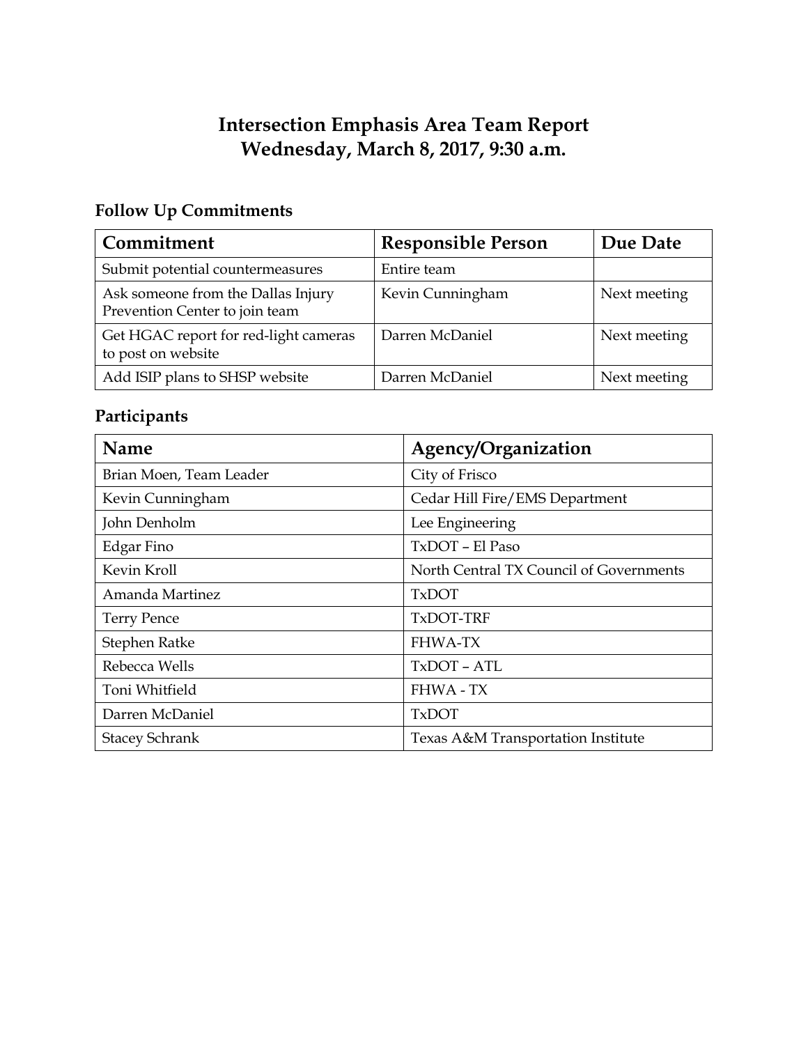# Intersection Emphasis Area Team Report
# Wednesday, March 8, 2017, 9:30 a.m.

## Follow Up Commitments

| Commitment | Responsible Person | Due Date |
|---|---|---|
| Submit potential countermeasures | Entire team | |
| Ask someone from the Dallas Injury Prevention Center to join team | Kevin Cunningham | Next meeting |
| Get HGAC report for red-light cameras to post on website | Darren McDaniel | Next meeting |
| Add ISIP plans to SHSP website | Darren McDaniel | Next meeting |

## Participants

| Name | Agency/Organization |
|---|---|
| Brian Moen, Team Leader | City of Frisco |
| Kevin Cunningham | Cedar Hill Fire/EMS Department |
| John Denholm | Lee Engineering |
| Edgar Fino | TxDOT – El Paso |
| Kevin Kroll | North Central TX Council of Governments |
| Amanda Martinez | TxDOT |
| Terry Pence | TxDOT-TRF |
| Stephen Ratke | FHWA-TX |
| Rebecca Wells | TxDOT – ATL |
| Toni Whitfield | FHWA - TX |
| Darren McDaniel | TxDOT |
| Stacey Schrank | Texas A&M Transportation Institute |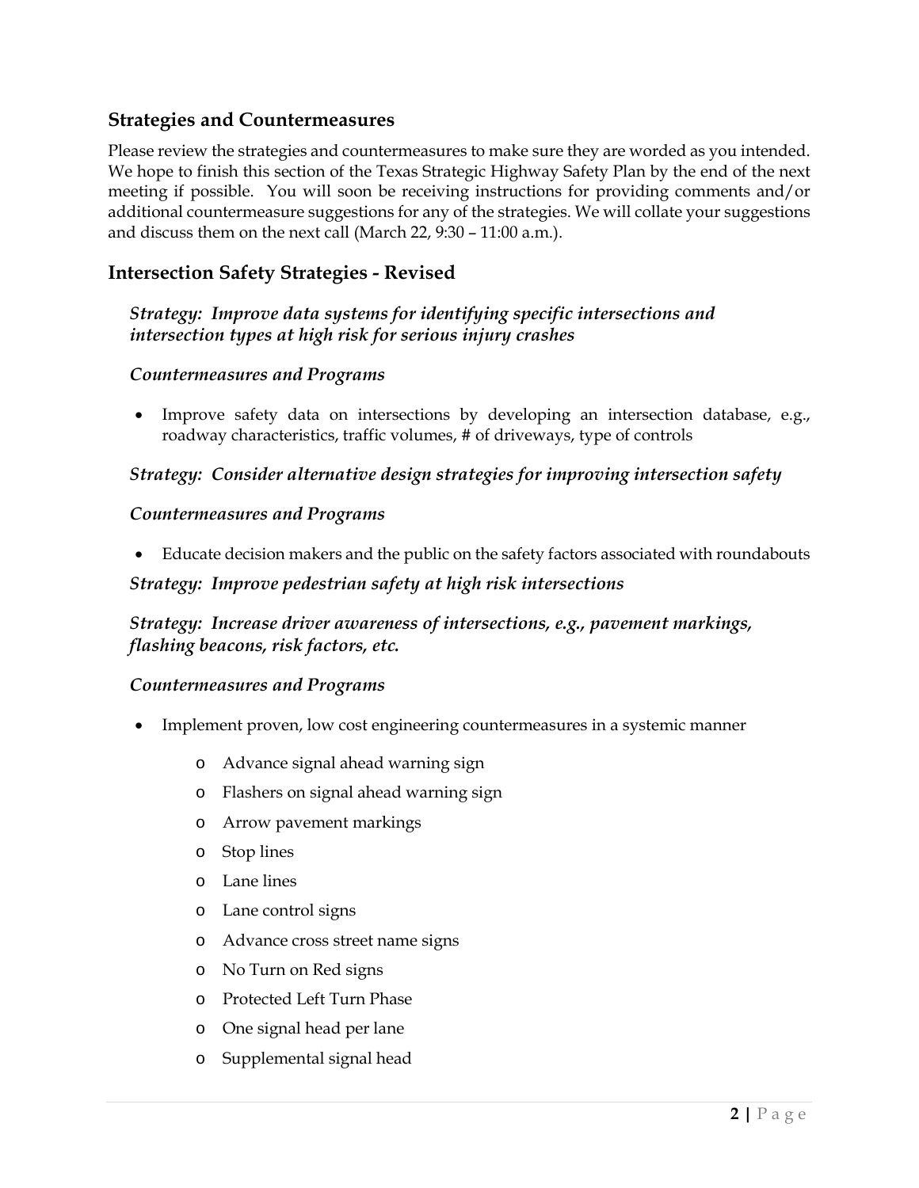## Strategies and Countermeasures

Please review the strategies and countermeasures to make sure they are worded as you intended. We hope to finish this section of the Texas Strategic Highway Safety Plan by the end of the next meeting if possible. You will soon be receiving instructions for providing comments and/or additional countermeasure suggestions for any of the strategies. We will collate your suggestions and discuss them on the next call (March 22, 9:30 – 11:00 a.m.).

## Intersection Safety Strategies - Revised

***Strategy: Improve data systems for identifying specific intersections and intersection types at high risk for serious injury crashes***

***Countermeasures and Programs***

- Improve safety data on intersections by developing an intersection database, e.g., roadway characteristics, traffic volumes, # of driveways, type of controls

***Strategy: Consider alternative design strategies for improving intersection safety***

***Countermeasures and Programs***

- Educate decision makers and the public on the safety factors associated with roundabouts

***Strategy: Improve pedestrian safety at high risk intersections***

***Strategy: Increase driver awareness of intersections, e.g., pavement markings, flashing beacons, risk factors, etc.***

***Countermeasures and Programs***

- Implement proven, low cost engineering countermeasures in a systemic manner
  - Advance signal ahead warning sign
  - Flashers on signal ahead warning sign
  - Arrow pavement markings
  - Stop lines
  - Lane lines
  - Lane control signs
  - Advance cross street name signs
  - No Turn on Red signs
  - Protected Left Turn Phase
  - One signal head per lane
  - Supplemental signal head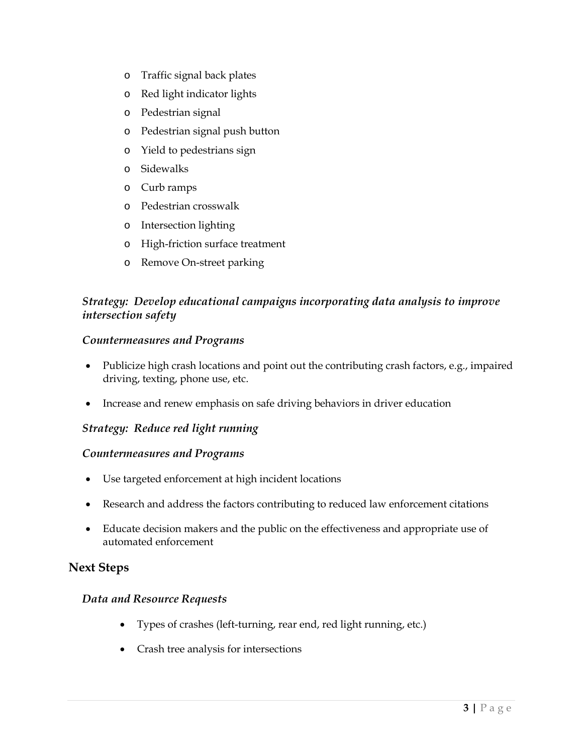- Traffic signal back plates
    - Red light indicator lights
    - Pedestrian signal
    - Pedestrian signal push button
    - Yield to pedestrians sign
    - Sidewalks
    - Curb ramps
    - Pedestrian crosswalk
    - Intersection lighting
    - High-friction surface treatment
    - Remove On-street parking

### *Strategy: Develop educational campaigns incorporating data analysis to improve intersection safety*

#### *Countermeasures and Programs*

- Publicize high crash locations and point out the contributing crash factors, e.g., impaired driving, texting, phone use, etc.
- Increase and renew emphasis on safe driving behaviors in driver education

### *Strategy: Reduce red light running*

#### *Countermeasures and Programs*

- Use targeted enforcement at high incident locations
- Research and address the factors contributing to reduced law enforcement citations
- Educate decision makers and the public on the effectiveness and appropriate use of automated enforcement

## Next Steps

### *Data and Resource Requests*

- Types of crashes (left-turning, rear end, red light running, etc.)
- Crash tree analysis for intersections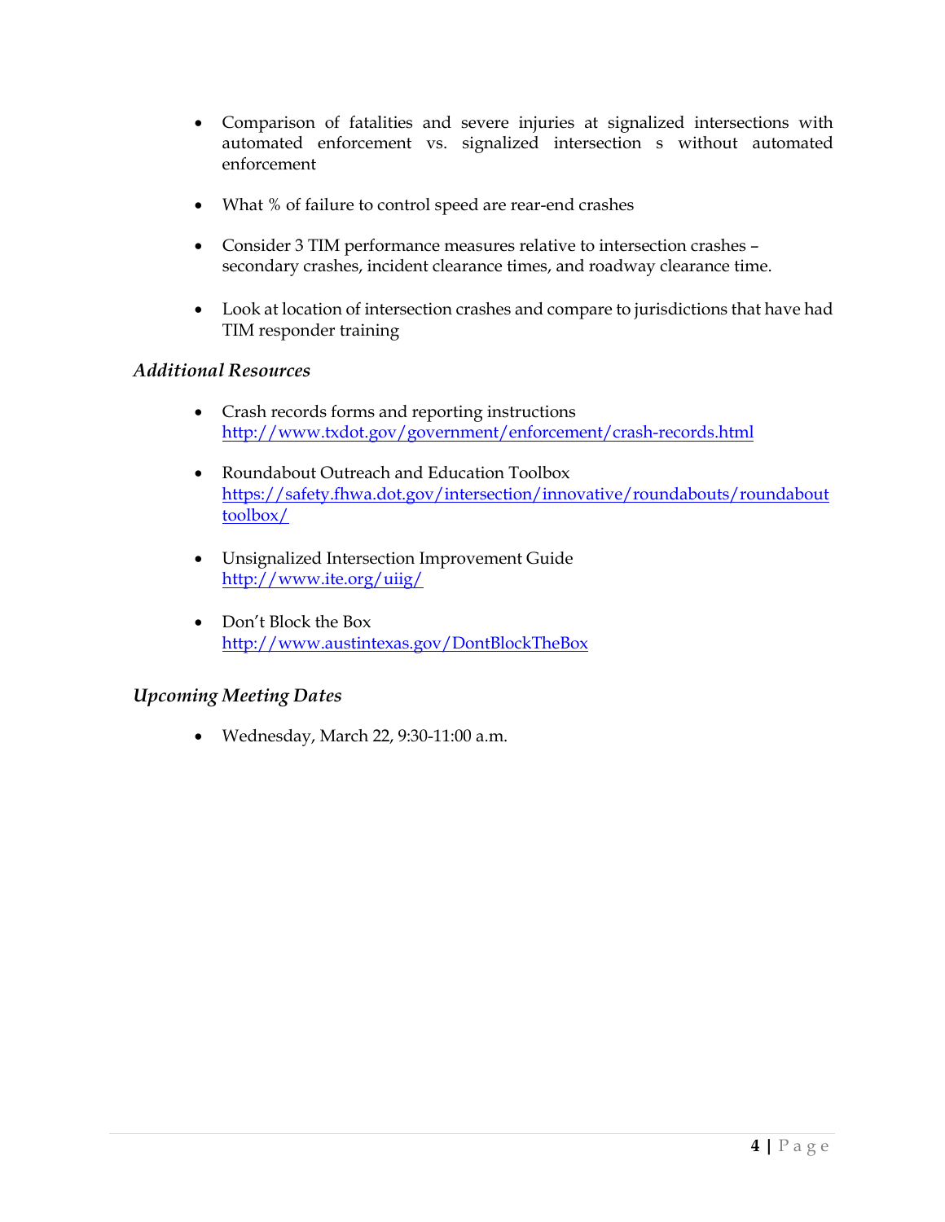- Comparison of fatalities and severe injuries at signalized intersections with automated enforcement vs. signalized intersection s without automated enforcement

- What % of failure to control speed are rear-end crashes

- Consider 3 TIM performance measures relative to intersection crashes – secondary crashes, incident clearance times, and roadway clearance time.

- Look at location of intersection crashes and compare to jurisdictions that have had TIM responder training

### *Additional Resources*

- Crash records forms and reporting instructions
  http://www.txdot.gov/government/enforcement/crash-records.html

- Roundabout Outreach and Education Toolbox
  https://safety.fhwa.dot.gov/intersection/innovative/roundabouts/roundabouttoolbox/

- Unsignalized Intersection Improvement Guide
  http://www.ite.org/uiig/

- Don't Block the Box
  http://www.austintexas.gov/DontBlockTheBox

### *Upcoming Meeting Dates*

- Wednesday, March 22, 9:30-11:00 a.m.